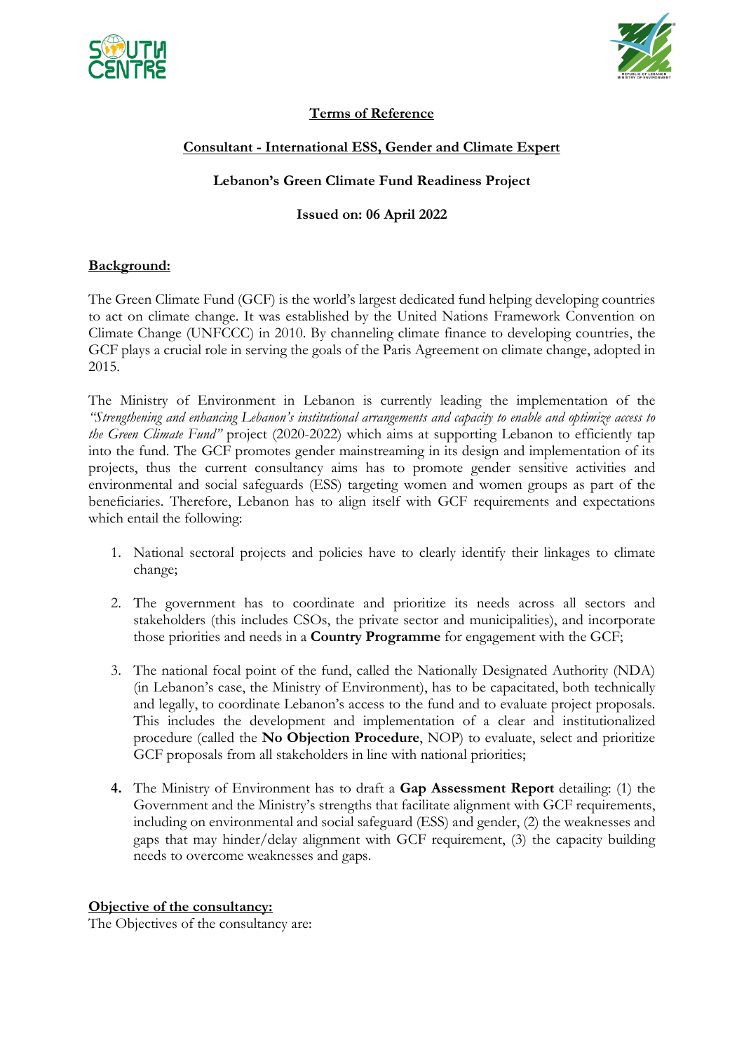**Terms of Reference**

**Consultant - International ESS, Gender and Climate Expert**

**Lebanon's Green Climate Fund Readiness Project**

**Issued on: 06 April 2022**

**Background:**

The Green Climate Fund (GCF) is the world's largest dedicated fund helping developing countries to act on climate change. It was established by the United Nations Framework Convention on Climate Change (UNFCCC) in 2010. By channeling climate finance to developing countries, the GCF plays a crucial role in serving the goals of the Paris Agreement on climate change, adopted in 2015.

The Ministry of Environment in Lebanon is currently leading the implementation of the *"Strengthening and enhancing Lebanon's institutional arrangements and capacity to enable and optimize access to the Green Climate Fund"* project (2020-2022) which aims at supporting Lebanon to efficiently tap into the fund. The GCF promotes gender mainstreaming in its design and implementation of its projects, thus the current consultancy aims has to promote gender sensitive activities and environmental and social safeguards (ESS) targeting women and women groups as part of the beneficiaries. Therefore, Lebanon has to align itself with GCF requirements and expectations which entail the following:

1. National sectoral projects and policies have to clearly identify their linkages to climate change;

2. The government has to coordinate and prioritize its needs across all sectors and stakeholders (this includes CSOs, the private sector and municipalities), and incorporate those priorities and needs in a **Country Programme** for engagement with the GCF;

3. The national focal point of the fund, called the Nationally Designated Authority (NDA) (in Lebanon's case, the Ministry of Environment), has to be capacitated, both technically and legally, to coordinate Lebanon's access to the fund and to evaluate project proposals. This includes the development and implementation of a clear and institutionalized procedure (called the **No Objection Procedure**, NOP) to evaluate, select and prioritize GCF proposals from all stakeholders in line with national priorities;

4. The Ministry of Environment has to draft a **Gap Assessment Report** detailing: (1) the Government and the Ministry's strengths that facilitate alignment with GCF requirements, including on environmental and social safeguard (ESS) and gender, (2) the weaknesses and gaps that may hinder/delay alignment with GCF requirement, (3) the capacity building needs to overcome weaknesses and gaps.

**Objective of the consultancy:**

The Objectives of the consultancy are: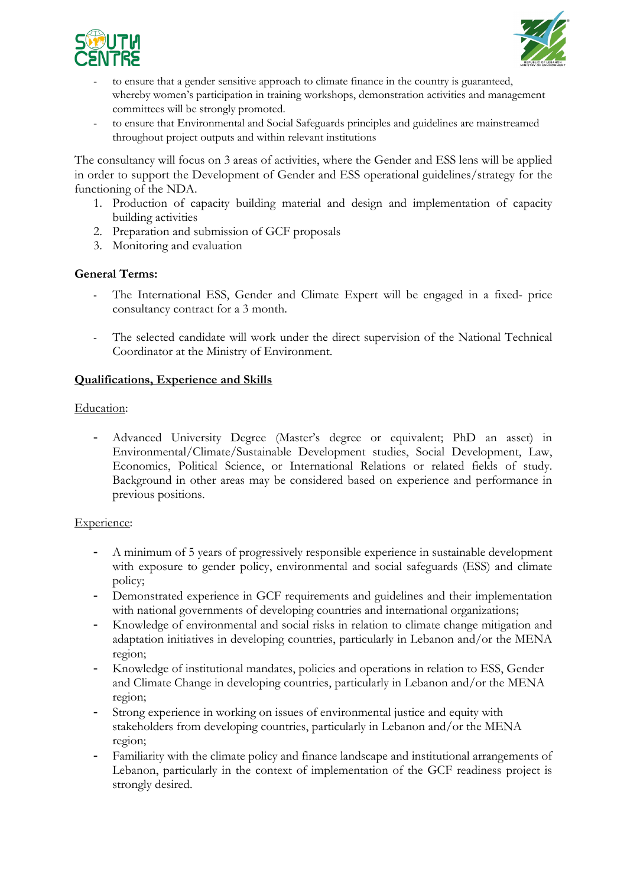- to ensure that a gender sensitive approach to climate finance in the country is guaranteed, whereby women's participation in training workshops, demonstration activities and management committees will be strongly promoted.
- to ensure that Environmental and Social Safeguards principles and guidelines are mainstreamed throughout project outputs and within relevant institutions

The consultancy will focus on 3 areas of activities, where the Gender and ESS lens will be applied in order to support the Development of Gender and ESS operational guidelines/strategy for the functioning of the NDA.

1. Production of capacity building material and design and implementation of capacity building activities
2. Preparation and submission of GCF proposals
3. Monitoring and evaluation

**General Terms:**

- The International ESS, Gender and Climate Expert will be engaged in a fixed- price consultancy contract for a 3 month.

- The selected candidate will work under the direct supervision of the National Technical Coordinator at the Ministry of Environment.

## Qualifications, Experience and Skills

Education:

- Advanced University Degree (Master's degree or equivalent; PhD an asset) in Environmental/Climate/Sustainable Development studies, Social Development, Law, Economics, Political Science, or International Relations or related fields of study. Background in other areas may be considered based on experience and performance in previous positions.

Experience:

- A minimum of 5 years of progressively responsible experience in sustainable development with exposure to gender policy, environmental and social safeguards (ESS) and climate policy;
- Demonstrated experience in GCF requirements and guidelines and their implementation with national governments of developing countries and international organizations;
- Knowledge of environmental and social risks in relation to climate change mitigation and adaptation initiatives in developing countries, particularly in Lebanon and/or the MENA region;
- Knowledge of institutional mandates, policies and operations in relation to ESS, Gender and Climate Change in developing countries, particularly in Lebanon and/or the MENA region;
- Strong experience in working on issues of environmental justice and equity with stakeholders from developing countries, particularly in Lebanon and/or the MENA region;
- Familiarity with the climate policy and finance landscape and institutional arrangements of Lebanon, particularly in the context of implementation of the GCF readiness project is strongly desired.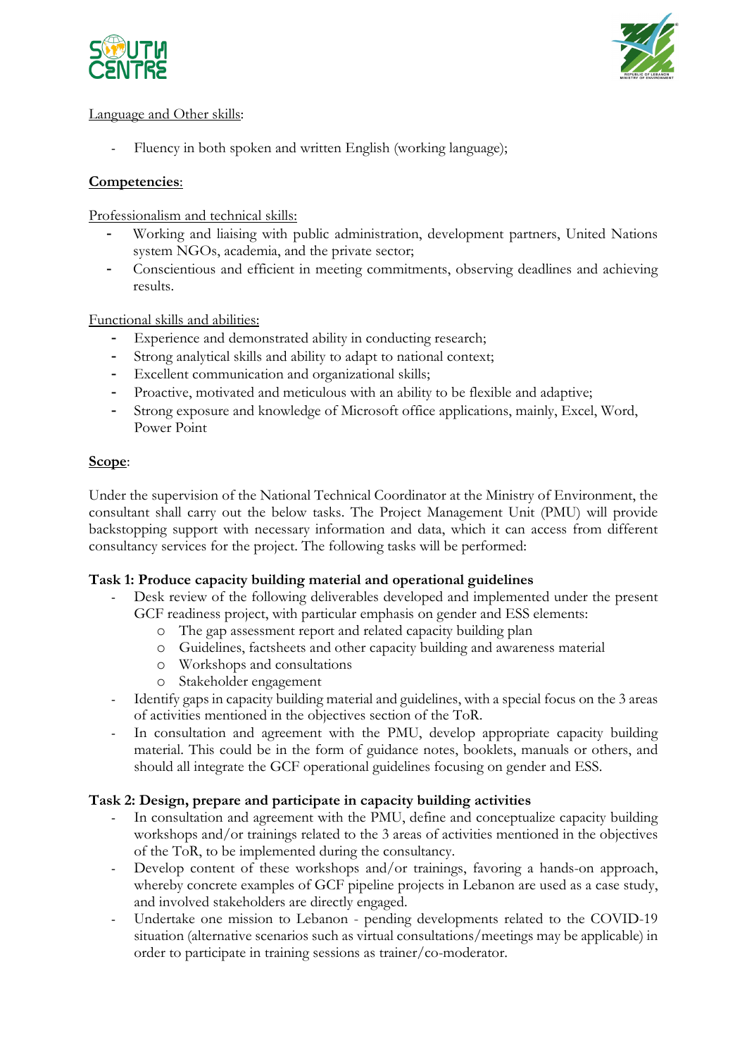<u>Language and Other skills</u>:

- Fluency in both spoken and written English (working language);

**<u>Competencies</u>**:

<u>Professionalism and technical skills:</u>

- Working and liaising with public administration, development partners, United Nations system NGOs, academia, and the private sector;
- Conscientious and efficient in meeting commitments, observing deadlines and achieving results.

<u>Functional skills and abilities:</u>

- Experience and demonstrated ability in conducting research;
- Strong analytical skills and ability to adapt to national context;
- Excellent communication and organizational skills;
- Proactive, motivated and meticulous with an ability to be flexible and adaptive;
- Strong exposure and knowledge of Microsoft office applications, mainly, Excel, Word, Power Point

**<u>Scope</u>**:

Under the supervision of the National Technical Coordinator at the Ministry of Environment, the consultant shall carry out the below tasks. The Project Management Unit (PMU) will provide backstopping support with necessary information and data, which it can access from different consultancy services for the project. The following tasks will be performed:

**Task 1: Produce capacity building material and operational guidelines**

- Desk review of the following deliverables developed and implemented under the present GCF readiness project, with particular emphasis on gender and ESS elements:
  - The gap assessment report and related capacity building plan
  - Guidelines, factsheets and other capacity building and awareness material
  - Workshops and consultations
  - Stakeholder engagement
- Identify gaps in capacity building material and guidelines, with a special focus on the 3 areas of activities mentioned in the objectives section of the ToR.
- In consultation and agreement with the PMU, develop appropriate capacity building material. This could be in the form of guidance notes, booklets, manuals or others, and should all integrate the GCF operational guidelines focusing on gender and ESS.

**Task 2: Design, prepare and participate in capacity building activities**

- In consultation and agreement with the PMU, define and conceptualize capacity building workshops and/or trainings related to the 3 areas of activities mentioned in the objectives of the ToR, to be implemented during the consultancy.
- Develop content of these workshops and/or trainings, favoring a hands-on approach, whereby concrete examples of GCF pipeline projects in Lebanon are used as a case study, and involved stakeholders are directly engaged.
- Undertake one mission to Lebanon - pending developments related to the COVID-19 situation (alternative scenarios such as virtual consultations/meetings may be applicable) in order to participate in training sessions as trainer/co-moderator.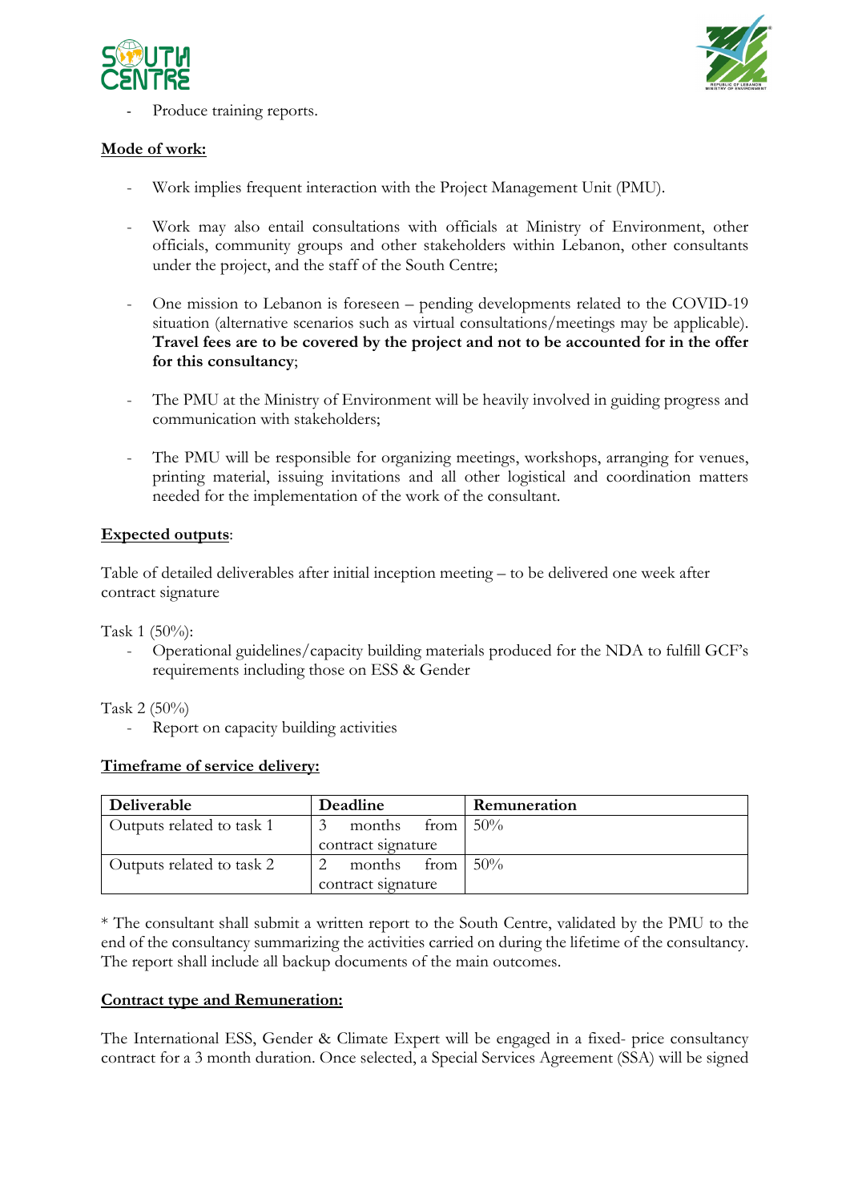- Produce training reports.

**Mode of work:**

- Work implies frequent interaction with the Project Management Unit (PMU).

- Work may also entail consultations with officials at Ministry of Environment, other officials, community groups and other stakeholders within Lebanon, other consultants under the project, and the staff of the South Centre;

- One mission to Lebanon is foreseen – pending developments related to the COVID-19 situation (alternative scenarios such as virtual consultations/meetings may be applicable). **Travel fees are to be covered by the project and not to be accounted for in the offer for this consultancy**;

- The PMU at the Ministry of Environment will be heavily involved in guiding progress and communication with stakeholders;

- The PMU will be responsible for organizing meetings, workshops, arranging for venues, printing material, issuing invitations and all other logistical and coordination matters needed for the implementation of the work of the consultant.

**Expected outputs**:

Table of detailed deliverables after initial inception meeting – to be delivered one week after contract signature

Task 1 (50%):
- Operational guidelines/capacity building materials produced for the NDA to fulfill GCF's requirements including those on ESS & Gender

Task 2 (50%)
- Report on capacity building activities

**Timeframe of service delivery:**

| Deliverable | Deadline | Remuneration |
|---|---|---|
| Outputs related to task 1 | 3 months from contract signature | 50% |
| Outputs related to task 2 | 2 months from contract signature | 50% |

* The consultant shall submit a written report to the South Centre, validated by the PMU to the end of the consultancy summarizing the activities carried on during the lifetime of the consultancy. The report shall include all backup documents of the main outcomes.

**Contract type and Remuneration:**

The International ESS, Gender & Climate Expert will be engaged in a fixed- price consultancy contract for a 3 month duration. Once selected, a Special Services Agreement (SSA) will be signed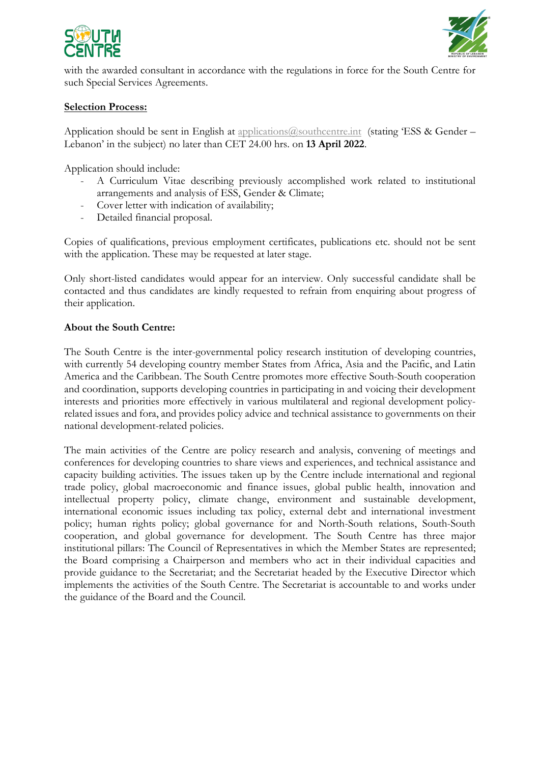with the awarded consultant in accordance with the regulations in force for the South Centre for such Special Services Agreements.

**Selection Process:**

Application should be sent in English at applications@southcentre.int (stating 'ESS & Gender – Lebanon' in the subject) no later than CET 24.00 hrs. on **13 April 2022**.

Application should include:

- A Curriculum Vitae describing previously accomplished work related to institutional arrangements and analysis of ESS, Gender & Climate;
- Cover letter with indication of availability;
- Detailed financial proposal.

Copies of qualifications, previous employment certificates, publications etc. should not be sent with the application. These may be requested at later stage.

Only short-listed candidates would appear for an interview. Only successful candidate shall be contacted and thus candidates are kindly requested to refrain from enquiring about progress of their application.

**About the South Centre:**

The South Centre is the inter-governmental policy research institution of developing countries, with currently 54 developing country member States from Africa, Asia and the Pacific, and Latin America and the Caribbean. The South Centre promotes more effective South-South cooperation and coordination, supports developing countries in participating in and voicing their development interests and priorities more effectively in various multilateral and regional development policy-related issues and fora, and provides policy advice and technical assistance to governments on their national development-related policies.

The main activities of the Centre are policy research and analysis, convening of meetings and conferences for developing countries to share views and experiences, and technical assistance and capacity building activities. The issues taken up by the Centre include international and regional trade policy, global macroeconomic and finance issues, global public health, innovation and intellectual property policy, climate change, environment and sustainable development, international economic issues including tax policy, external debt and international investment policy; human rights policy; global governance for and North-South relations, South-South cooperation, and global governance for development. The South Centre has three major institutional pillars: The Council of Representatives in which the Member States are represented; the Board comprising a Chairperson and members who act in their individual capacities and provide guidance to the Secretariat; and the Secretariat headed by the Executive Director which implements the activities of the South Centre. The Secretariat is accountable to and works under the guidance of the Board and the Council.